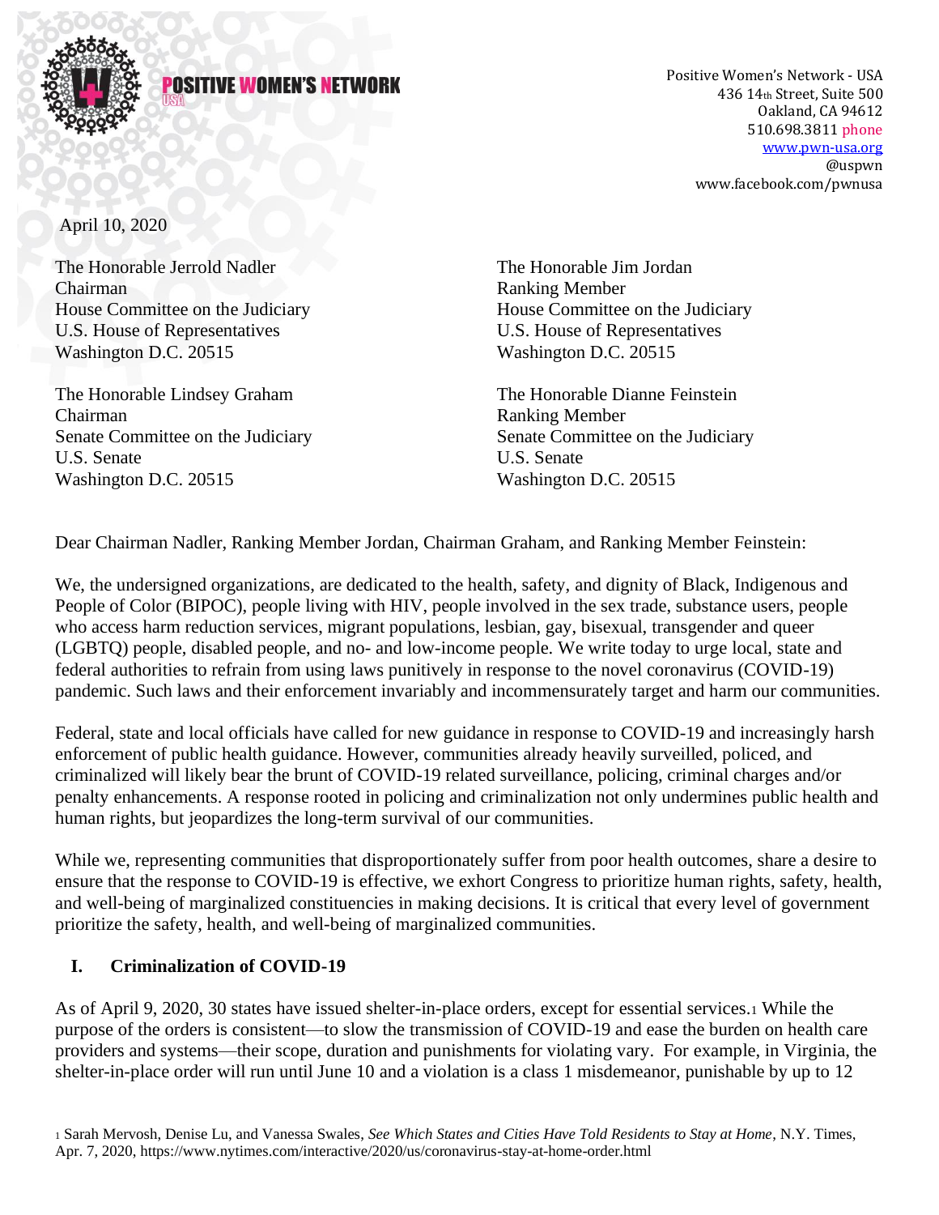**POSITIVE WOMEN'S NETWORK** USA

Positive Women's Network - USA
436 14th Street, Suite 500
Oakland, CA 94612
510.698.3811 phone
www.pwn-usa.org
@uspwn
www.facebook.com/pwnusa

April 10, 2020

The Honorable Jerrold Nadler
Chairman
House Committee on the Judiciary
U.S. House of Representatives
Washington D.C. 20515

The Honorable Jim Jordan
Ranking Member
House Committee on the Judiciary
U.S. House of Representatives
Washington D.C. 20515

The Honorable Lindsey Graham
Chairman
Senate Committee on the Judiciary
U.S. Senate
Washington D.C. 20515

The Honorable Dianne Feinstein
Ranking Member
Senate Committee on the Judiciary
U.S. Senate
Washington D.C. 20515

Dear Chairman Nadler, Ranking Member Jordan, Chairman Graham, and Ranking Member Feinstein:

We, the undersigned organizations, are dedicated to the health, safety, and dignity of Black, Indigenous and People of Color (BIPOC), people living with HIV, people involved in the sex trade, substance users, people who access harm reduction services, migrant populations, lesbian, gay, bisexual, transgender and queer (LGBTQ) people, disabled people, and no- and low-income people. We write today to urge local, state and federal authorities to refrain from using laws punitively in response to the novel coronavirus (COVID-19) pandemic. Such laws and their enforcement invariably and incommensurately target and harm our communities.

Federal, state and local officials have called for new guidance in response to COVID-19 and increasingly harsh enforcement of public health guidance. However, communities already heavily surveilled, policed, and criminalized will likely bear the brunt of COVID-19 related surveillance, policing, criminal charges and/or penalty enhancements. A response rooted in policing and criminalization not only undermines public health and human rights, but jeopardizes the long-term survival of our communities.

While we, representing communities that disproportionately suffer from poor health outcomes, share a desire to ensure that the response to COVID-19 is effective, we exhort Congress to prioritize human rights, safety, health, and well-being of marginalized constituencies in making decisions. It is critical that every level of government prioritize the safety, health, and well-being of marginalized communities.

## I. Criminalization of COVID-19

As of April 9, 2020, 30 states have issued shelter-in-place orders, except for essential services.[1] While the purpose of the orders is consistent—to slow the transmission of COVID-19 and ease the burden on health care providers and systems—their scope, duration and punishments for violating vary. For example, in Virginia, the shelter-in-place order will run until June 10 and a violation is a class 1 misdemeanor, punishable by up to 12

[1] Sarah Mervosh, Denise Lu, and Vanessa Swales, *See Which States and Cities Have Told Residents to Stay at Home*, N.Y. Times, Apr. 7, 2020, https://www.nytimes.com/interactive/2020/us/coronavirus-stay-at-home-order.html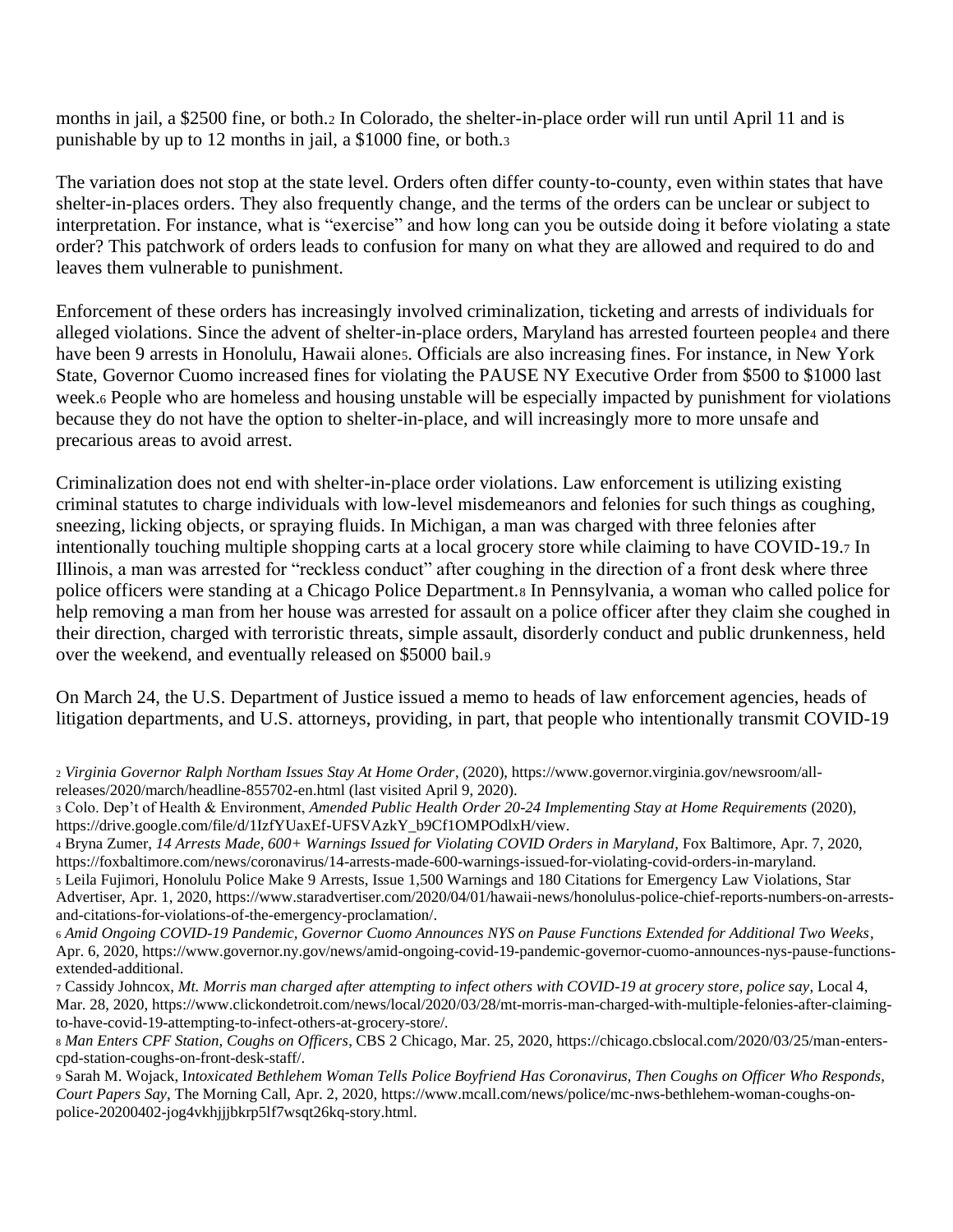months in jail, a $2500 fine, or both.[2] In Colorado, the shelter-in-place order will run until April 11 and is punishable by up to 12 months in jail, a $1000 fine, or both.[3]

The variation does not stop at the state level. Orders often differ county-to-county, even within states that have shelter-in-places orders. They also frequently change, and the terms of the orders can be unclear or subject to interpretation. For instance, what is "exercise" and how long can you be outside doing it before violating a state order? This patchwork of orders leads to confusion for many on what they are allowed and required to do and leaves them vulnerable to punishment.

Enforcement of these orders has increasingly involved criminalization, ticketing and arrests of individuals for alleged violations. Since the advent of shelter-in-place orders, Maryland has arrested fourteen people[4] and there have been 9 arrests in Honolulu, Hawaii alone[5]. Officials are also increasing fines. For instance, in New York State, Governor Cuomo increased fines for violating the PAUSE NY Executive Order from $500 to $1000 last week.[6] People who are homeless and housing unstable will be especially impacted by punishment for violations because they do not have the option to shelter-in-place, and will increasingly more to more unsafe and precarious areas to avoid arrest.

Criminalization does not end with shelter-in-place order violations. Law enforcement is utilizing existing criminal statutes to charge individuals with low-level misdemeanors and felonies for such things as coughing, sneezing, licking objects, or spraying fluids. In Michigan, a man was charged with three felonies after intentionally touching multiple shopping carts at a local grocery store while claiming to have COVID-19.[7] In Illinois, a man was arrested for "reckless conduct" after coughing in the direction of a front desk where three police officers were standing at a Chicago Police Department.[8] In Pennsylvania, a woman who called police for help removing a man from her house was arrested for assault on a police officer after they claim she coughed in their direction, charged with terroristic threats, simple assault, disorderly conduct and public drunkenness, held over the weekend, and eventually released on $5000 bail.[9]

On March 24, the U.S. Department of Justice issued a memo to heads of law enforcement agencies, heads of litigation departments, and U.S. attorneys, providing, in part, that people who intentionally transmit COVID-19

---

[2] *Virginia Governor Ralph Northam Issues Stay At Home Order*, (2020), https://www.governor.virginia.gov/newsroom/all-releases/2020/march/headline-855702-en.html (last visited April 9, 2020).

[3] Colo. Dep't of Health & Environment, *Amended Public Health Order 20-24 Implementing Stay at Home Requirements* (2020), https://drive.google.com/file/d/1IzfYUaxEf-UFSVAzkY_b9Cf1OMPOdlxH/view.

[4] Bryna Zumer, *14 Arrests Made, 600+ Warnings Issued for Violating COVID Orders in Maryland*, Fox Baltimore, Apr. 7, 2020, https://foxbaltimore.com/news/coronavirus/14-arrests-made-600-warnings-issued-for-violating-covid-orders-in-maryland.

[5] Leila Fujimori, Honolulu Police Make 9 Arrests, Issue 1,500 Warnings and 180 Citations for Emergency Law Violations, Star Advertiser, Apr. 1, 2020, https://www.staradvertiser.com/2020/04/01/hawaii-news/honolulus-police-chief-reports-numbers-on-arrests-and-citations-for-violations-of-the-emergency-proclamation/.

[6] *Amid Ongoing COVID-19 Pandemic, Governor Cuomo Announces NYS on Pause Functions Extended for Additional Two Weeks*, Apr. 6, 2020, https://www.governor.ny.gov/news/amid-ongoing-covid-19-pandemic-governor-cuomo-announces-nys-pause-functions-extended-additional.

[7] Cassidy Johncox, *Mt. Morris man charged after attempting to infect others with COVID-19 at grocery store, police say*, Local 4, Mar. 28, 2020, https://www.clickondetroit.com/news/local/2020/03/28/mt-morris-man-charged-with-multiple-felonies-after-claiming-to-have-covid-19-attempting-to-infect-others-at-grocery-store/.

[8] *Man Enters CPF Station, Coughs on Officers*, CBS 2 Chicago, Mar. 25, 2020, https://chicago.cbslocal.com/2020/03/25/man-enters-cpd-station-coughs-on-front-desk-staff/.

[9] Sarah M. Wojack, I*ntoxicated Bethlehem Woman Tells Police Boyfriend Has Coronavirus, Then Coughs on Officer Who Responds, Court Papers Say*, The Morning Call, Apr. 2, 2020, https://www.mcall.com/news/police/mc-nws-bethlehem-woman-coughs-on-police-20200402-jog4vkhjjjbkrp5lf7wsqt26kq-story.html.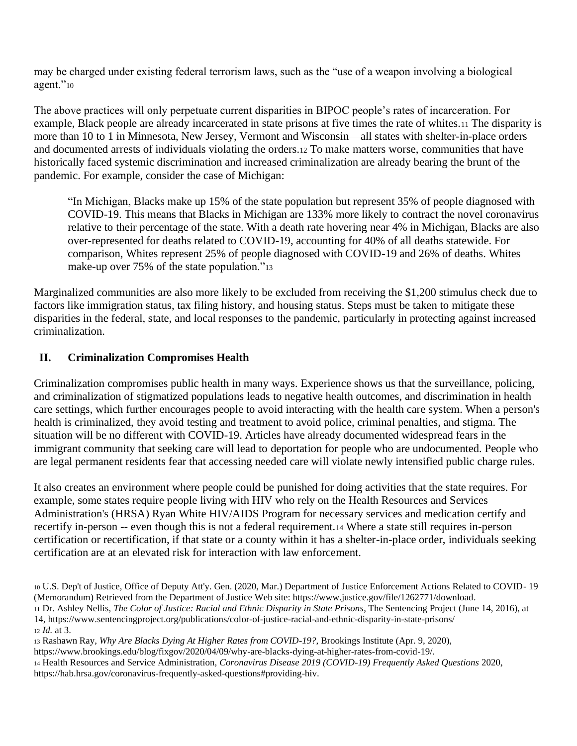may be charged under existing federal terrorism laws, such as the "use of a weapon involving a biological agent."[10]

The above practices will only perpetuate current disparities in BIPOC people's rates of incarceration. For example, Black people are already incarcerated in state prisons at five times the rate of whites.[11] The disparity is more than 10 to 1 in Minnesota, New Jersey, Vermont and Wisconsin—all states with shelter-in-place orders and documented arrests of individuals violating the orders.[12] To make matters worse, communities that have historically faced systemic discrimination and increased criminalization are already bearing the brunt of the pandemic. For example, consider the case of Michigan:

> "In Michigan, Blacks make up 15% of the state population but represent 35% of people diagnosed with COVID-19. This means that Blacks in Michigan are 133% more likely to contract the novel coronavirus relative to their percentage of the state. With a death rate hovering near 4% in Michigan, Blacks are also over-represented for deaths related to COVID-19, accounting for 40% of all deaths statewide. For comparison, Whites represent 25% of people diagnosed with COVID-19 and 26% of deaths. Whites make-up over 75% of the state population."[13]

Marginalized communities are also more likely to be excluded from receiving the $1,200 stimulus check due to factors like immigration status, tax filing history, and housing status. Steps must be taken to mitigate these disparities in the federal, state, and local responses to the pandemic, particularly in protecting against increased criminalization.

## II. Criminalization Compromises Health

Criminalization compromises public health in many ways. Experience shows us that the surveillance, policing, and criminalization of stigmatized populations leads to negative health outcomes, and discrimination in health care settings, which further encourages people to avoid interacting with the health care system. When a person's health is criminalized, they avoid testing and treatment to avoid police, criminal penalties, and stigma. The situation will be no different with COVID-19. Articles have already documented widespread fears in the immigrant community that seeking care will lead to deportation for people who are undocumented. People who are legal permanent residents fear that accessing needed care will violate newly intensified public charge rules.

It also creates an environment where people could be punished for doing activities that the state requires. For example, some states require people living with HIV who rely on the Health Resources and Services Administration's (HRSA) Ryan White HIV/AIDS Program for necessary services and medication certify and recertify in-person -- even though this is not a federal requirement.[14] Where a state still requires in-person certification or recertification, if that state or a county within it has a shelter-in-place order, individuals seeking certification are at an elevated risk for interaction with law enforcement.

---

[10] U.S. Dep't of Justice, Office of Deputy Att'y. Gen. (2020, Mar.) Department of Justice Enforcement Actions Related to COVID- 19 (Memorandum) Retrieved from the Department of Justice Web site: https://www.justice.gov/file/1262771/download.

[11] Dr. Ashley Nellis, *The Color of Justice: Racial and Ethnic Disparity in State Prisons*, The Sentencing Project (June 14, 2016), at 14, https://www.sentencingproject.org/publications/color-of-justice-racial-and-ethnic-disparity-in-state-prisons/

[12] *Id.* at 3.

[13] Rashawn Ray, *Why Are Blacks Dying At Higher Rates from COVID-19?*, Brookings Institute (Apr. 9, 2020), https://www.brookings.edu/blog/fixgov/2020/04/09/why-are-blacks-dying-at-higher-rates-from-covid-19/.

[14] Health Resources and Service Administration, *Coronavirus Disease 2019 (COVID-19) Frequently Asked Questions* 2020, https://hab.hrsa.gov/coronavirus-frequently-asked-questions#providing-hiv.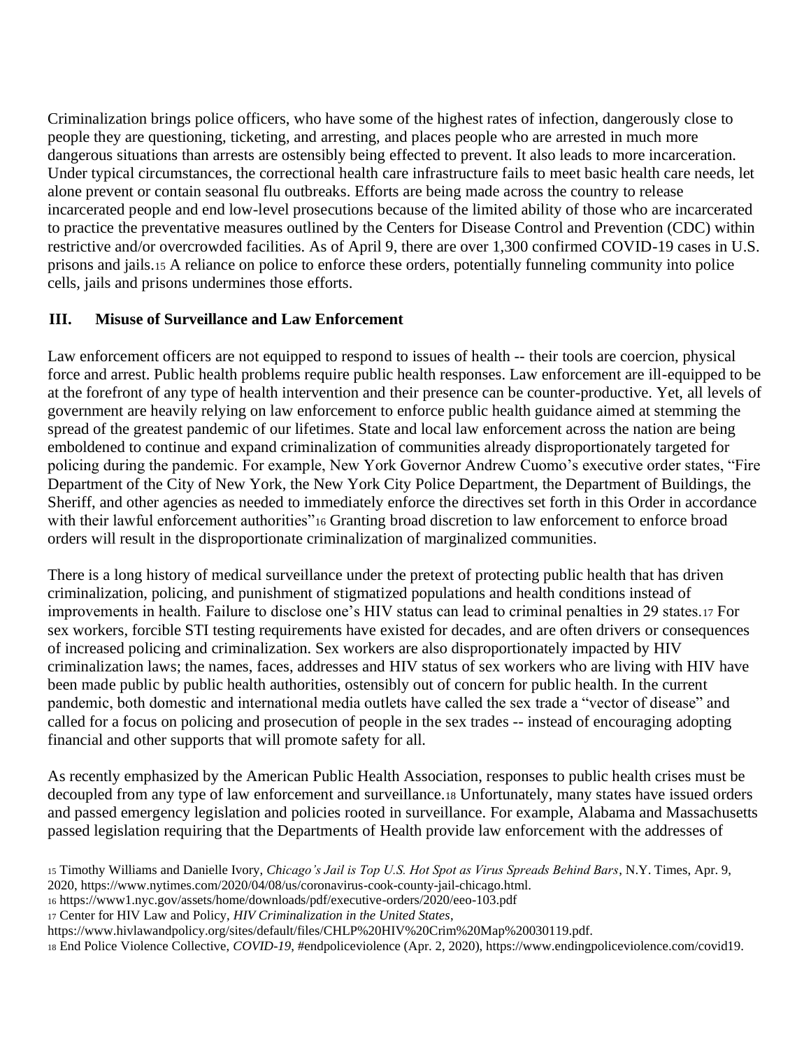Criminalization brings police officers, who have some of the highest rates of infection, dangerously close to people they are questioning, ticketing, and arresting, and places people who are arrested in much more dangerous situations than arrests are ostensibly being effected to prevent. It also leads to more incarceration. Under typical circumstances, the correctional health care infrastructure fails to meet basic health care needs, let alone prevent or contain seasonal flu outbreaks. Efforts are being made across the country to release incarcerated people and end low-level prosecutions because of the limited ability of those who are incarcerated to practice the preventative measures outlined by the Centers for Disease Control and Prevention (CDC) within restrictive and/or overcrowded facilities. As of April 9, there are over 1,300 confirmed COVID-19 cases in U.S. prisons and jails.[15] A reliance on police to enforce these orders, potentially funneling community into police cells, jails and prisons undermines those efforts.

## III. Misuse of Surveillance and Law Enforcement

Law enforcement officers are not equipped to respond to issues of health -- their tools are coercion, physical force and arrest. Public health problems require public health responses. Law enforcement are ill-equipped to be at the forefront of any type of health intervention and their presence can be counter-productive. Yet, all levels of government are heavily relying on law enforcement to enforce public health guidance aimed at stemming the spread of the greatest pandemic of our lifetimes. State and local law enforcement across the nation are being emboldened to continue and expand criminalization of communities already disproportionately targeted for policing during the pandemic. For example, New York Governor Andrew Cuomo's executive order states, "Fire Department of the City of New York, the New York City Police Department, the Department of Buildings, the Sheriff, and other agencies as needed to immediately enforce the directives set forth in this Order in accordance with their lawful enforcement authorities"[16] Granting broad discretion to law enforcement to enforce broad orders will result in the disproportionate criminalization of marginalized communities.

There is a long history of medical surveillance under the pretext of protecting public health that has driven criminalization, policing, and punishment of stigmatized populations and health conditions instead of improvements in health. Failure to disclose one's HIV status can lead to criminal penalties in 29 states.[17] For sex workers, forcible STI testing requirements have existed for decades, and are often drivers or consequences of increased policing and criminalization. Sex workers are also disproportionately impacted by HIV criminalization laws; the names, faces, addresses and HIV status of sex workers who are living with HIV have been made public by public health authorities, ostensibly out of concern for public health. In the current pandemic, both domestic and international media outlets have called the sex trade a "vector of disease" and called for a focus on policing and prosecution of people in the sex trades -- instead of encouraging adopting financial and other supports that will promote safety for all.

As recently emphasized by the American Public Health Association, responses to public health crises must be decoupled from any type of law enforcement and surveillance.[18] Unfortunately, many states have issued orders and passed emergency legislation and policies rooted in surveillance. For example, Alabama and Massachusetts passed legislation requiring that the Departments of Health provide law enforcement with the addresses of

---

[15] Timothy Williams and Danielle Ivory, *Chicago's Jail is Top U.S. Hot Spot as Virus Spreads Behind Bars*, N.Y. Times, Apr. 9, 2020, https://www.nytimes.com/2020/04/08/us/coronavirus-cook-county-jail-chicago.html.

[16] https://www1.nyc.gov/assets/home/downloads/pdf/executive-orders/2020/eeo-103.pdf

[17] Center for HIV Law and Policy, *HIV Criminalization in the United States*, https://www.hivlawandpolicy.org/sites/default/files/CHLP%20HIV%20Crim%20Map%20030119.pdf.

[18] End Police Violence Collective, *COVID-19*, #endpoliceviolence (Apr. 2, 2020), https://www.endingpoliceviolence.com/covid19.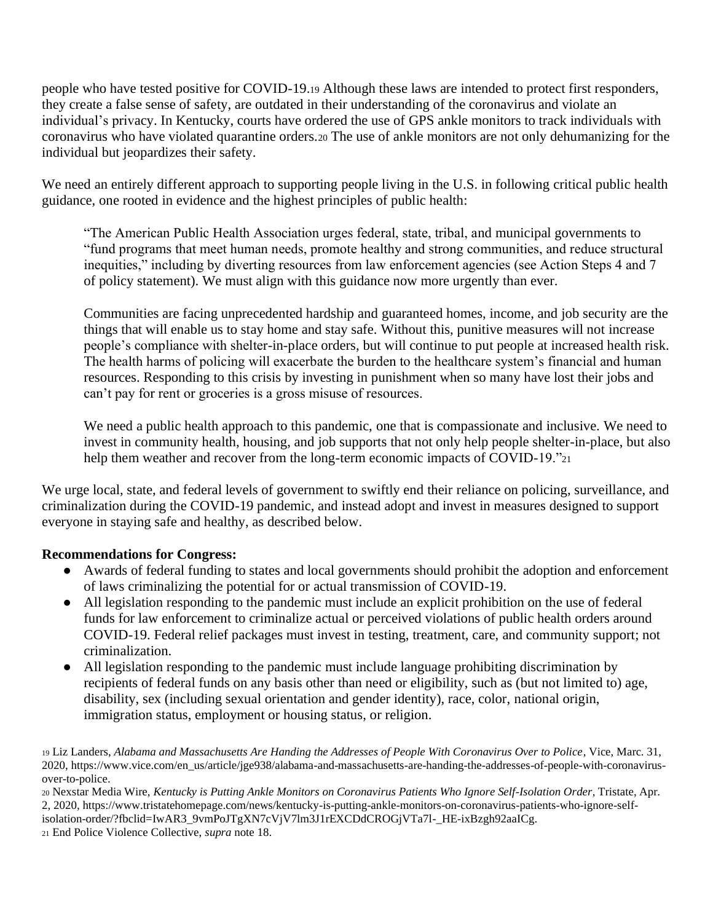people who have tested positive for COVID-19.[19] Although these laws are intended to protect first responders, they create a false sense of safety, are outdated in their understanding of the coronavirus and violate an individual's privacy. In Kentucky, courts have ordered the use of GPS ankle monitors to track individuals with coronavirus who have violated quarantine orders.[20] The use of ankle monitors are not only dehumanizing for the individual but jeopardizes their safety.

We need an entirely different approach to supporting people living in the U.S. in following critical public health guidance, one rooted in evidence and the highest principles of public health:

> "The American Public Health Association urges federal, state, tribal, and municipal governments to "fund programs that meet human needs, promote healthy and strong communities, and reduce structural inequities," including by diverting resources from law enforcement agencies (see Action Steps 4 and 7 of policy statement). We must align with this guidance now more urgently than ever.
>
> Communities are facing unprecedented hardship and guaranteed homes, income, and job security are the things that will enable us to stay home and stay safe. Without this, punitive measures will not increase people's compliance with shelter-in-place orders, but will continue to put people at increased health risk. The health harms of policing will exacerbate the burden to the healthcare system's financial and human resources. Responding to this crisis by investing in punishment when so many have lost their jobs and can't pay for rent or groceries is a gross misuse of resources.
>
> We need a public health approach to this pandemic, one that is compassionate and inclusive. We need to invest in community health, housing, and job supports that not only help people shelter-in-place, but also help them weather and recover from the long-term economic impacts of COVID-19."[21]

We urge local, state, and federal levels of government to swiftly end their reliance on policing, surveillance, and criminalization during the COVID-19 pandemic, and instead adopt and invest in measures designed to support everyone in staying safe and healthy, as described below.

**Recommendations for Congress:**

- Awards of federal funding to states and local governments should prohibit the adoption and enforcement of laws criminalizing the potential for or actual transmission of COVID-19.
- All legislation responding to the pandemic must include an explicit prohibition on the use of federal funds for law enforcement to criminalize actual or perceived violations of public health orders around COVID-19. Federal relief packages must invest in testing, treatment, care, and community support; not criminalization.
- All legislation responding to the pandemic must include language prohibiting discrimination by recipients of federal funds on any basis other than need or eligibility, such as (but not limited to) age, disability, sex (including sexual orientation and gender identity), race, color, national origin, immigration status, employment or housing status, or religion.

[19] Liz Landers, *Alabama and Massachusetts Are Handing the Addresses of People With Coronavirus Over to Police*, Vice, Marc. 31, 2020, https://www.vice.com/en_us/article/jge938/alabama-and-massachusetts-are-handing-the-addresses-of-people-with-coronavirus-over-to-police.

[20] Nexstar Media Wire, *Kentucky is Putting Ankle Monitors on Coronavirus Patients Who Ignore Self-Isolation Order*, Tristate, Apr. 2, 2020, https://www.tristatehomepage.com/news/kentucky-is-putting-ankle-monitors-on-coronavirus-patients-who-ignore-self-isolation-order/?fbclid=IwAR3_9vmPoJTgXN7cVjV7lm3J1rEXCDdCROGjVTa7l-_HE-ixBzgh92aaICg.

[21] End Police Violence Collective, *supra* note 18.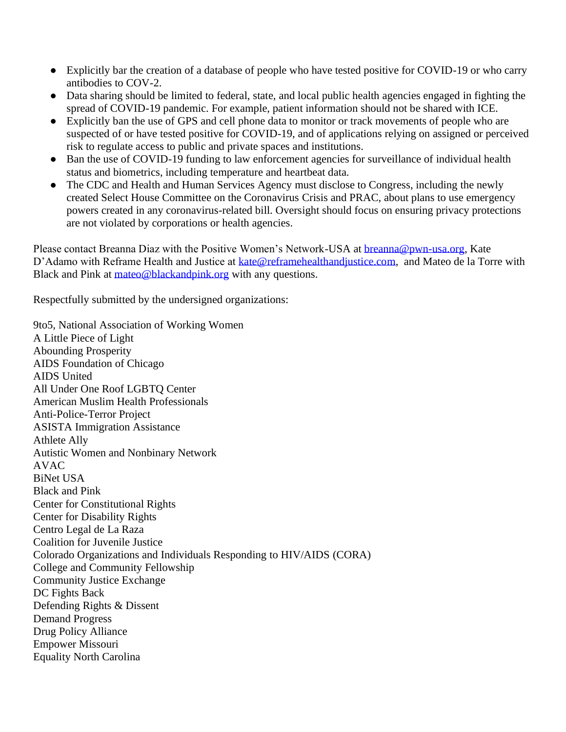- Explicitly bar the creation of a database of people who have tested positive for COVID-19 or who carry antibodies to COV-2.
- Data sharing should be limited to federal, state, and local public health agencies engaged in fighting the spread of COVID-19 pandemic. For example, patient information should not be shared with ICE.
- Explicitly ban the use of GPS and cell phone data to monitor or track movements of people who are suspected of or have tested positive for COVID-19, and of applications relying on assigned or perceived risk to regulate access to public and private spaces and institutions.
- Ban the use of COVID-19 funding to law enforcement agencies for surveillance of individual health status and biometrics, including temperature and heartbeat data.
- The CDC and Health and Human Services Agency must disclose to Congress, including the newly created Select House Committee on the Coronavirus Crisis and PRAC, about plans to use emergency powers created in any coronavirus-related bill. Oversight should focus on ensuring privacy protections are not violated by corporations or health agencies.

Please contact Breanna Diaz with the Positive Women's Network-USA at breanna@pwn-usa.org, Kate D'Adamo with Reframe Health and Justice at kate@reframehealthandjustice.com, and Mateo de la Torre with Black and Pink at mateo@blackandpink.org with any questions.

Respectfully submitted by the undersigned organizations:

9to5, National Association of Working Women  
A Little Piece of Light  
Abounding Prosperity  
AIDS Foundation of Chicago  
AIDS United  
All Under One Roof LGBTQ Center  
American Muslim Health Professionals  
Anti-Police-Terror Project  
ASISTA Immigration Assistance  
Athlete Ally  
Autistic Women and Nonbinary Network  
AVAC  
BiNet USA  
Black and Pink  
Center for Constitutional Rights  
Center for Disability Rights  
Centro Legal de La Raza  
Coalition for Juvenile Justice  
Colorado Organizations and Individuals Responding to HIV/AIDS (CORA)  
College and Community Fellowship  
Community Justice Exchange  
DC Fights Back  
Defending Rights & Dissent  
Demand Progress  
Drug Policy Alliance  
Empower Missouri  
Equality North Carolina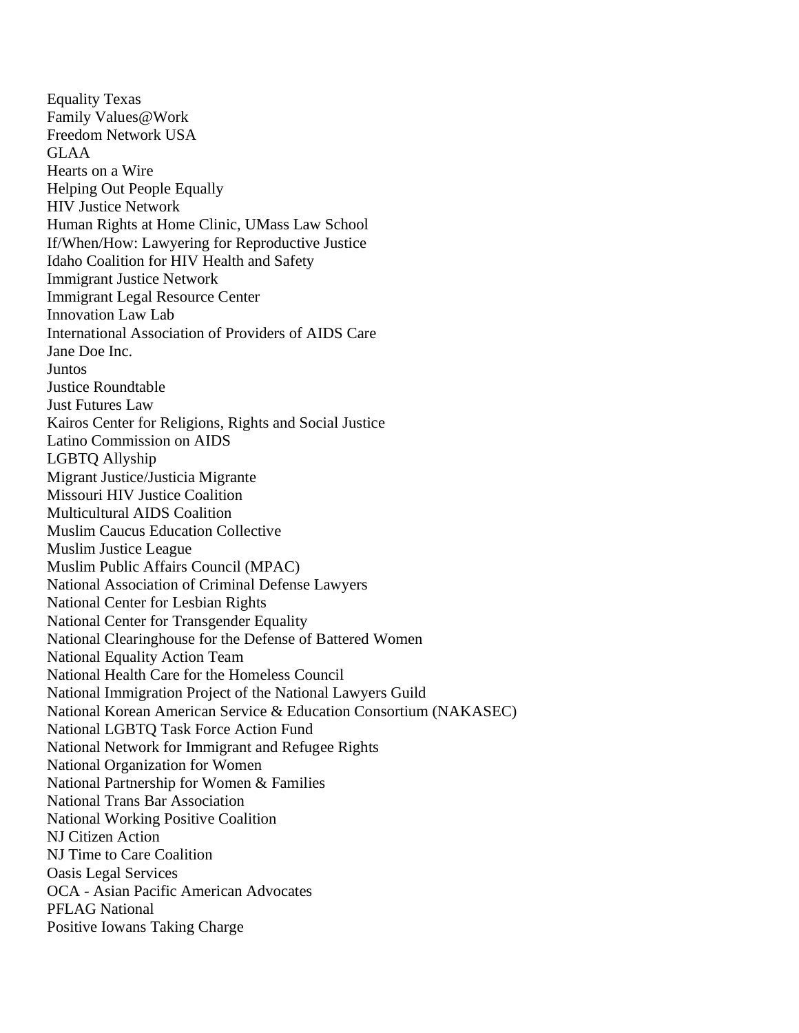Equality Texas
Family Values@Work
Freedom Network USA
GLAA
Hearts on a Wire
Helping Out People Equally
HIV Justice Network
Human Rights at Home Clinic, UMass Law School
If/When/How: Lawyering for Reproductive Justice
Idaho Coalition for HIV Health and Safety
Immigrant Justice Network
Immigrant Legal Resource Center
Innovation Law Lab
International Association of Providers of AIDS Care
Jane Doe Inc.
Juntos
Justice Roundtable
Just Futures Law
Kairos Center for Religions, Rights and Social Justice
Latino Commission on AIDS
LGBTQ Allyship
Migrant Justice/Justicia Migrante
Missouri HIV Justice Coalition
Multicultural AIDS Coalition
Muslim Caucus Education Collective
Muslim Justice League
Muslim Public Affairs Council (MPAC)
National Association of Criminal Defense Lawyers
National Center for Lesbian Rights
National Center for Transgender Equality
National Clearinghouse for the Defense of Battered Women
National Equality Action Team
National Health Care for the Homeless Council
National Immigration Project of the National Lawyers Guild
National Korean American Service & Education Consortium (NAKASEC)
National LGBTQ Task Force Action Fund
National Network for Immigrant and Refugee Rights
National Organization for Women
National Partnership for Women & Families
National Trans Bar Association
National Working Positive Coalition
NJ Citizen Action
NJ Time to Care Coalition
Oasis Legal Services
OCA - Asian Pacific American Advocates
PFLAG National
Positive Iowans Taking Charge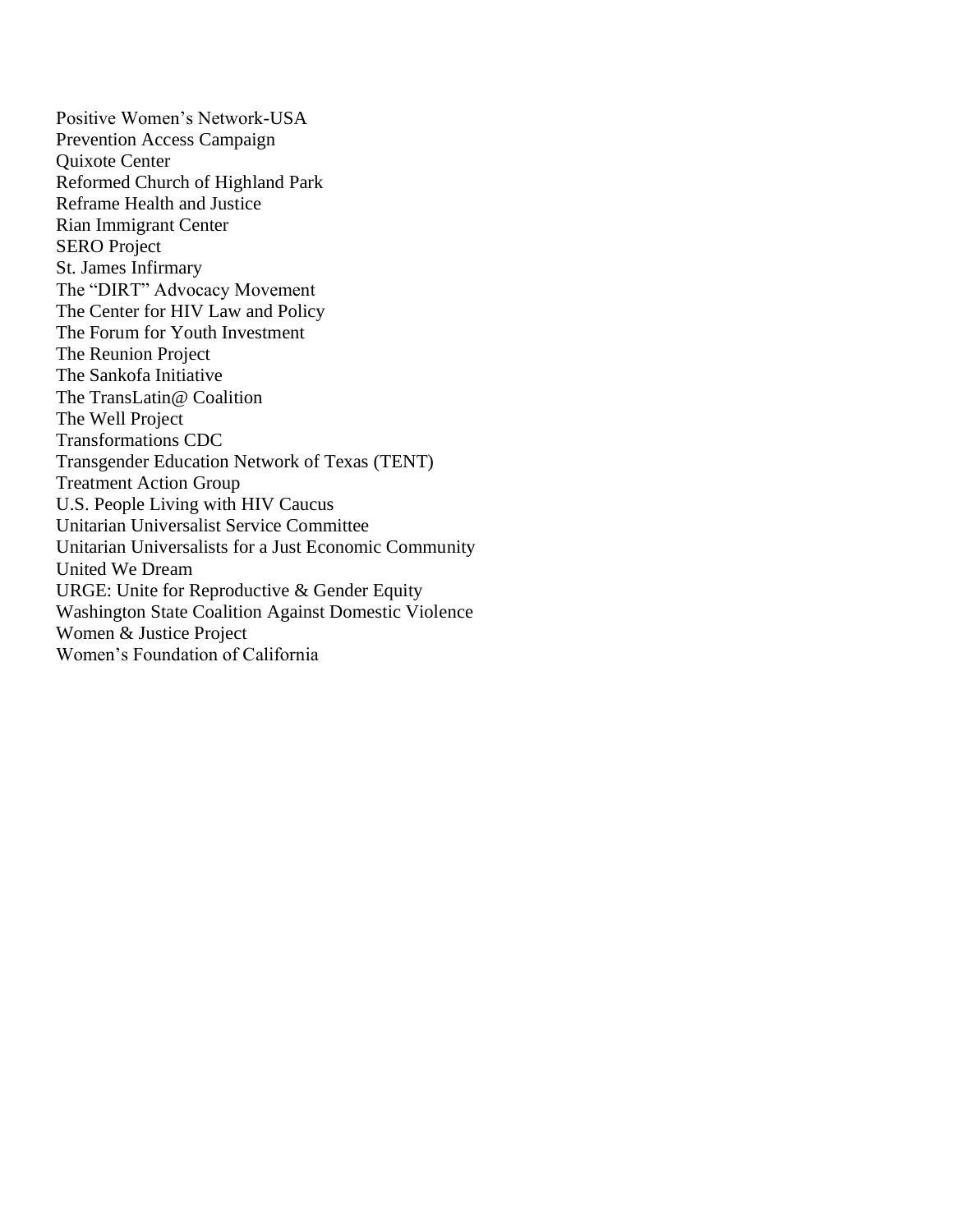Positive Women's Network-USA
Prevention Access Campaign
Quixote Center
Reformed Church of Highland Park
Reframe Health and Justice
Rian Immigrant Center
SERO Project
St. James Infirmary
The "DIRT" Advocacy Movement
The Center for HIV Law and Policy
The Forum for Youth Investment
The Reunion Project
The Sankofa Initiative
The TransLatin@ Coalition
The Well Project
Transformations CDC
Transgender Education Network of Texas (TENT)
Treatment Action Group
U.S. People Living with HIV Caucus
Unitarian Universalist Service Committee
Unitarian Universalists for a Just Economic Community
United We Dream
URGE: Unite for Reproductive & Gender Equity
Washington State Coalition Against Domestic Violence
Women & Justice Project
Women's Foundation of California